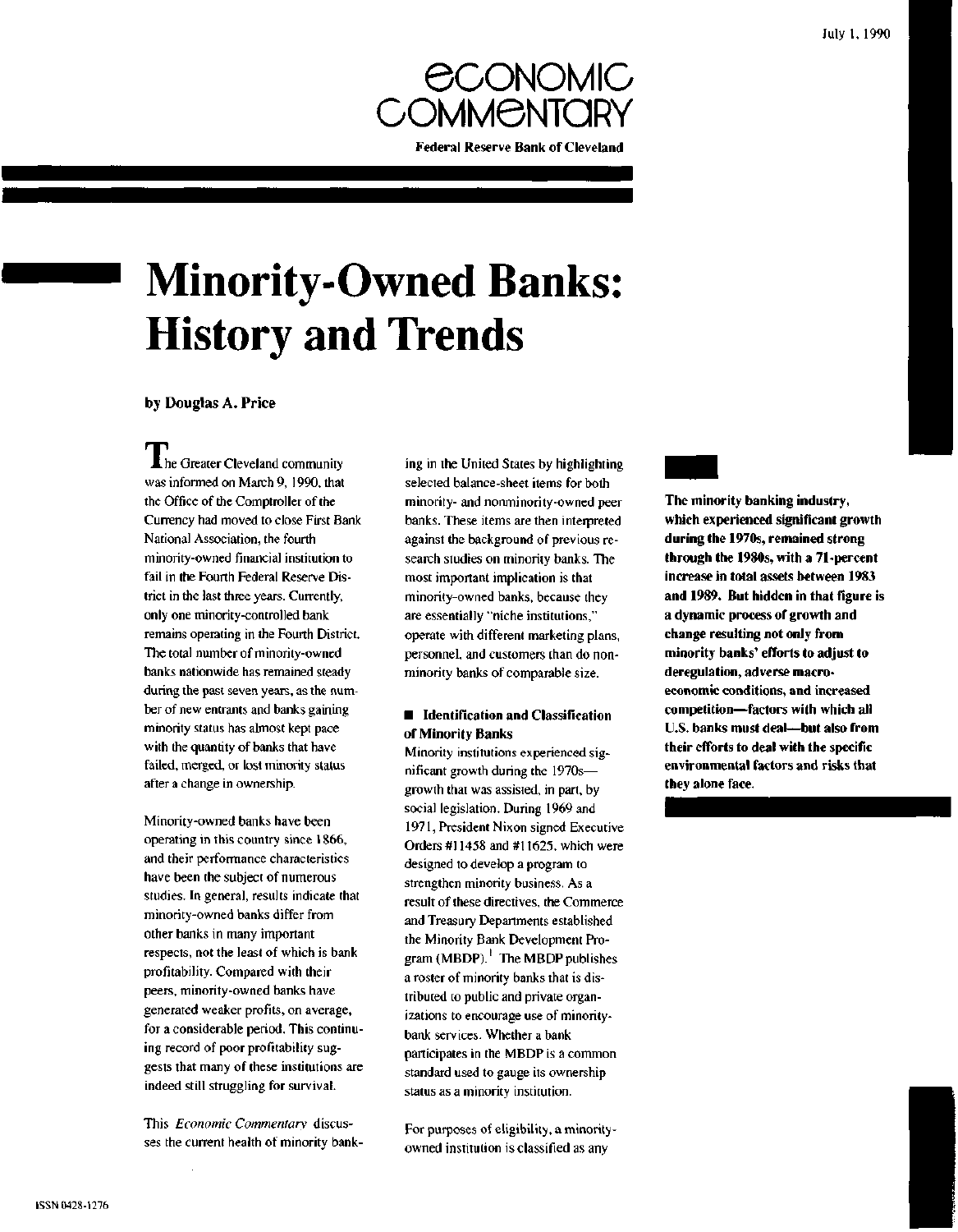July 1, 1990

# ECONOMIC COMMENTARY

**Federal Reserve Bank of Cleveland**

# Minority-Owned Banks: History and Trends

**by Douglas A. Price**

**The minority banking industry, which experienced significant growth during the 1970s, remained strong through the 1980s, with a 71-percent increase in total assets between 1983 and 1989. But hidden in that figure is a dynamic process of growth and change resulting not only from minority banks' efforts to adjust to deregulation, adverse macroeconomic conditions, and increased competition—factors with which all U.S. banks must deal—but also from their efforts to deal with the specific environmental factors and risks that they alone face.**

The Greater Cleveland community was informed on March 9, 1990, that the Office of the Comptroller of the Currency had moved to close First Bank National Association, the fourth minority-owned financial institution to fail in the Fourth Federal Reserve District in the last three years. Currently, only one minority-controlled bank remains operating in the Fourth District. The total number of minority-owned banks nationwide has remained steady during the past seven years, as the number of new entrants and banks gaining minority status has almost kept pace with the quantity of banks that have failed, merged, or lost minority status after a change in ownership.

Minority-owned banks have been operating in this country since 1866, and their performance characteristics have been the subject of numerous studies. In general, results indicate that minority-owned banks differ from other banks in many important respects, not the least of which is bank profitability. Compared with their peers, minority-owned banks have generated weaker profits, on average, for a considerable period. This continuing record of poor profitability suggests that many of these institutions are indeed still struggling for survival.

This *Economic Commentary* discusses the current health of minority banking in the United States by highlighting selected balance-sheet items for both minority- and nonminority-owned peer banks. These items are then interpreted against the background of previous research studies on minority banks. The most important implication is that minority-owned banks, because they are essentially "niche institutions," operate with different marketing plans, personnel, and customers than do nonminority banks of comparable size.

## ■ Identification and Classification of Minority Banks

Minority institutions experienced significant growth during the 1970s—growth that was assisted, in part, by social legislation. During 1969 and 1971, President Nixon signed Executive Orders #11458 and #11625, which were designed to develop a program to strengthen minority business. As a result of these directives, the Commerce and Treasury Departments established the Minority Bank Development Program (MBDP).[1] The MBDP publishes a roster of minority banks that is distributed to public and private organizations to encourage use of minority-bank services. Whether a bank participates in the MBDP is a common standard used to gauge its ownership status as a minority institution.

For purposes of eligibility, a minority-owned institution is classified as any

ISSN 0428-1276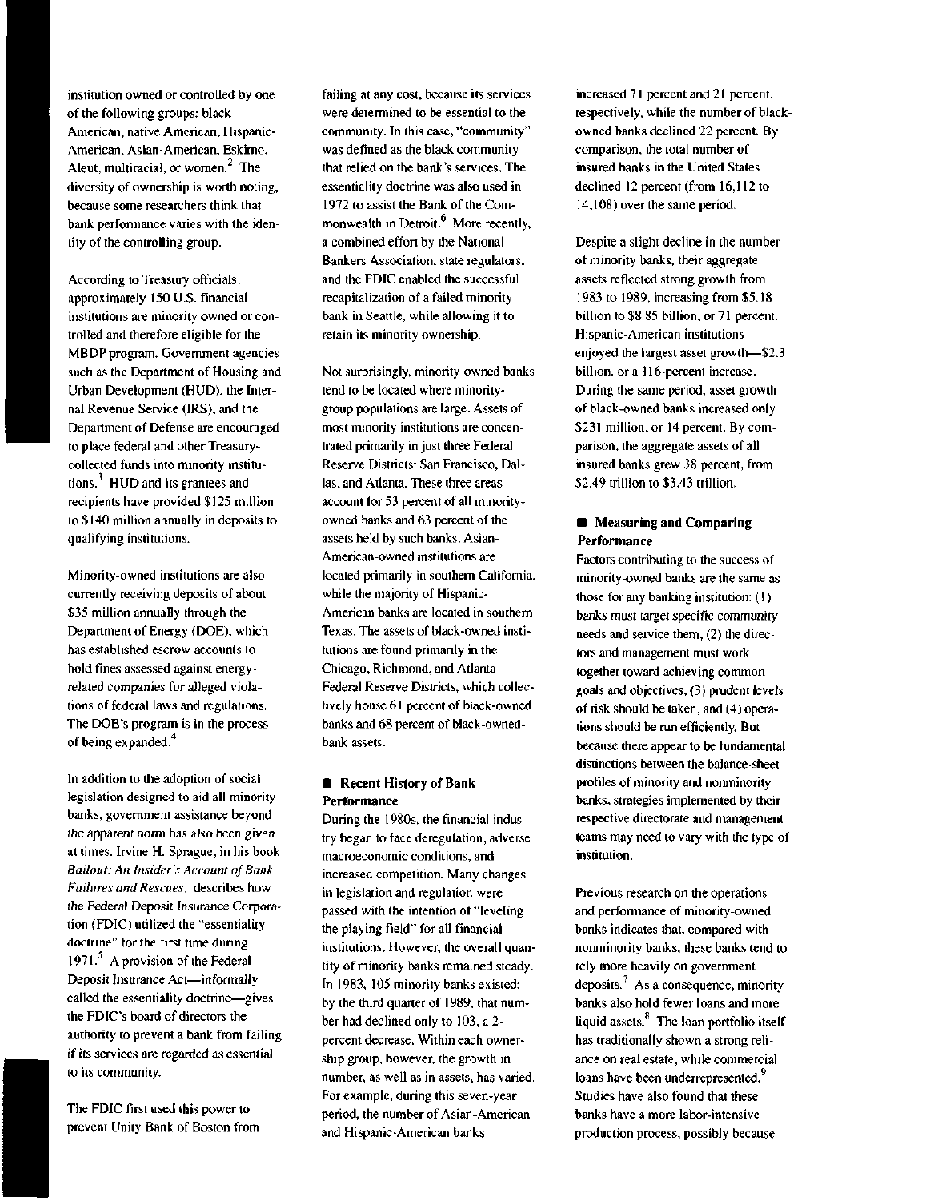institution owned or controlled by one of the following groups: black American, native American, Hispanic-American, Asian-American, Eskimo, Aleut, multiracial, or women.[2] The diversity of ownership is worth noting, because some researchers think that bank performance varies with the identity of the controlling group.

According to Treasury officials, approximately 150 U.S. financial institutions are minority owned or controlled and therefore eligible for the MBDP program. Government agencies such as the Department of Housing and Urban Development (HUD), the Internal Revenue Service (IRS), and the Department of Defense are encouraged to place federal and other Treasury-collected funds into minority institutions.[3] HUD and its grantees and recipients have provided $125 million to $140 million annually in deposits to qualifying institutions.

Minority-owned institutions are also currently receiving deposits of about $35 million annually through the Department of Energy (DOE), which has established escrow accounts to hold fines assessed against energy-related companies for alleged violations of federal laws and regulations. The DOE's program is in the process of being expanded.[4]

In addition to the adoption of social legislation designed to aid all minority banks, government assistance beyond the apparent norm has also been given at times. Irvine H. Sprague, in his book *Bailout: An Insider's Account of Bank Failures and Rescues*, describes how the Federal Deposit Insurance Corporation (FDIC) utilized the "essentiality doctrine" for the first time during 1971.[5] A provision of the Federal Deposit Insurance Act—informally called the essentiality doctrine—gives the FDIC's board of directors the authority to prevent a bank from failing if its services are regarded as essential to its community.

The FDIC first used this power to prevent Unity Bank of Boston from failing at any cost, because its services were determined to be essential to the community. In this case, "community" was defined as the black community that relied on the bank's services. The essentiality doctrine was also used in 1972 to assist the Bank of the Commonwealth in Detroit.[6] More recently, a combined effort by the National Bankers Association, state regulators, and the FDIC enabled the successful recapitalization of a failed minority bank in Seattle, while allowing it to retain its minority ownership.

Not surprisingly, minority-owned banks tend to be located where minority-group populations are large. Assets of most minority institutions are concentrated primarily in just three Federal Reserve Districts: San Francisco, Dallas, and Atlanta. These three areas account for 53 percent of all minority-owned banks and 63 percent of the assets held by such banks. Asian-American-owned institutions are located primarily in southern California, while the majority of Hispanic-American banks are located in southern Texas. The assets of black-owned institutions are found primarily in the Chicago, Richmond, and Atlanta Federal Reserve Districts, which collectively house 61 percent of black-owned banks and 68 percent of black-owned-bank assets.

## Recent History of Bank Performance

During the 1980s, the financial industry began to face deregulation, adverse macroeconomic conditions, and increased competition. Many changes in legislation and regulation were passed with the intention of "leveling the playing field" for all financial institutions. However, the overall quantity of minority banks remained steady. In 1983, 105 minority banks existed; by the third quarter of 1989, that number had declined only to 103, a 2-percent decrease. Within each ownership group, however, the growth in number, as well as in assets, has varied. For example, during this seven-year period, the number of Asian-American and Hispanic-American banks increased 71 percent and 21 percent, respectively, while the number of black-owned banks declined 22 percent. By comparison, the total number of insured banks in the United States declined 12 percent (from 16,112 to 14,108) over the same period.

Despite a slight decline in the number of minority banks, their aggregate assets reflected strong growth from 1983 to 1989, increasing from $5.18 billion to $8.85 billion, or 71 percent. Hispanic-American institutions enjoyed the largest asset growth—$2.3 billion, or a 116-percent increase. During the same period, asset growth of black-owned banks increased only $231 million, or 14 percent. By comparison, the aggregate assets of all insured banks grew 38 percent, from $2.49 trillion to $3.43 trillion.

## Measuring and Comparing Performance

Factors contributing to the success of minority-owned banks are the same as those for any banking institution: (1) banks must target specific community needs and service them, (2) the directors and management must work together toward achieving common goals and objectives, (3) prudent levels of risk should be taken, and (4) operations should be run efficiently. But because there appear to be fundamental distinctions between the balance-sheet profiles of minority and nonminority banks, strategies implemented by their respective directorate and management teams may need to vary with the type of institution.

Previous research on the operations and performance of minority-owned banks indicates that, compared with nonminority banks, these banks tend to rely more heavily on government deposits.[7] As a consequence, minority banks also hold fewer loans and more liquid assets.[8] The loan portfolio itself has traditionally shown a strong reliance on real estate, while commercial loans have been underrepresented.[9] Studies have also found that these banks have a more labor-intensive production process, possibly because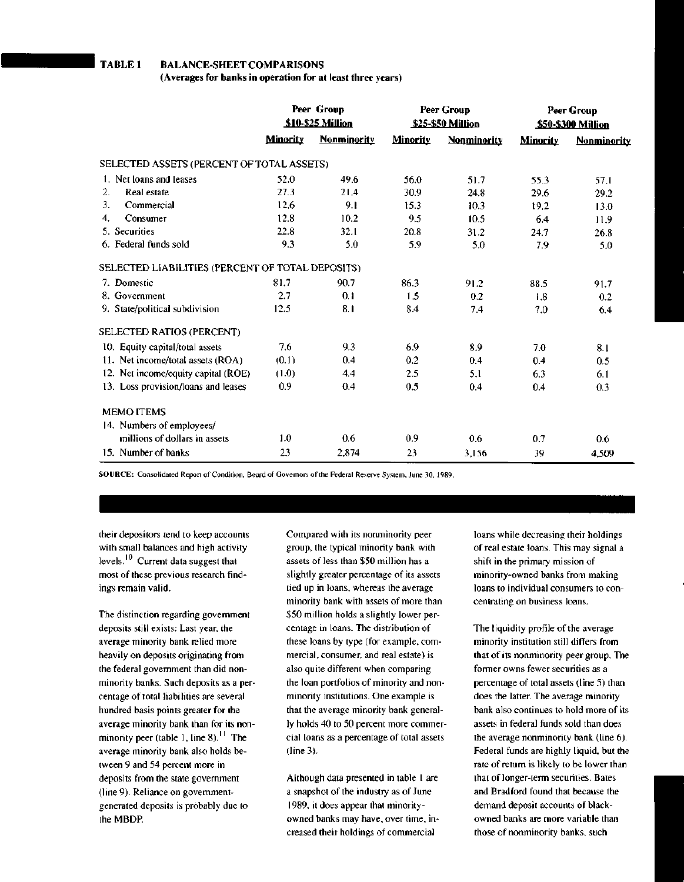**TABLE 1 BALANCE-SHEET COMPARISONS**
**(Averages for banks in operation for at least three years)**

| | Peer Group $10-$25 Million | | Peer Group $25-$50 Million | | Peer Group $50-$300 Million | |
|---|---|---|---|---|---|---|
| | Minority | Nonminority | Minority | Nonminority | Minority | Nonminority |
| SELECTED ASSETS (PERCENT OF TOTAL ASSETS) | | | | | | |
| 1. Net loans and leases | 52.0 | 49.6 | 56.0 | 51.7 | 55.3 | 57.1 |
| 2. Real estate | 27.3 | 21.4 | 30.9 | 24.8 | 29.6 | 29.2 |
| 3. Commercial | 12.6 | 9.1 | 15.3 | 10.3 | 19.2 | 13.0 |
| 4. Consumer | 12.8 | 10.2 | 9.5 | 10.5 | 6.4 | 11.9 |
| 5. Securities | 22.8 | 32.1 | 20.8 | 31.2 | 24.7 | 26.8 |
| 6. Federal funds sold | 9.3 | 5.0 | 5.9 | 5.0 | 7.9 | 5.0 |
| SELECTED LIABILITIES (PERCENT OF TOTAL DEPOSITS) | | | | | | |
| 7. Domestic | 81.7 | 90.7 | 86.3 | 91.2 | 88.5 | 91.7 |
| 8. Government | 2.7 | 0.1 | 1.5 | 0.2 | 1.8 | 0.2 |
| 9. State/political subdivision | 12.5 | 8.1 | 8.4 | 7.4 | 7.0 | 6.4 |
| SELECTED RATIOS (PERCENT) | | | | | | |
| 10. Equity capital/total assets | 7.6 | 9.3 | 6.9 | 8.9 | 7.0 | 8.1 |
| 11. Net income/total assets (ROA) | (0.1) | 0.4 | 0.2 | 0.4 | 0.4 | 0.5 |
| 12. Net income/equity capital (ROE) | (1.0) | 4.4 | 2.5 | 5.1 | 6.3 | 6.1 |
| 13. Loss provision/loans and leases | 0.9 | 0.4 | 0.5 | 0.4 | 0.4 | 0.3 |
| MEMO ITEMS | | | | | | |
| 14. Numbers of employees/ millions of dollars in assets | 1.0 | 0.6 | 0.9 | 0.6 | 0.7 | 0.6 |
| 15. Number of banks | 23 | 2,874 | 23 | 3,156 | 39 | 4,509 |

**SOURCE:** Consolidated Report of Condition, Board of Governors of the Federal Reserve System, June 30, 1989.

their depositors tend to keep accounts with small balances and high activity levels.[10] Current data suggest that most of these previous research findings remain valid.

The distinction regarding government deposits still exists: Last year, the average minority bank relied more heavily on deposits originating from the federal government than did nonminority banks. Such deposits as a percentage of total liabilities are several hundred basis points greater for the average minority bank than for its nonminority peer (table 1, line 8).[11] The average minority bank also holds between 9 and 54 percent more in deposits from the state government (line 9). Reliance on government-generated deposits is probably due to the MBDP.

Compared with its nonminority peer group, the typical minority bank with assets of less than $50 million has a slightly greater percentage of its assets tied up in loans, whereas the average minority bank with assets of more than $50 million holds a slightly lower percentage in loans. The distribution of these loans by type (for example, commercial, consumer, and real estate) is also quite different when comparing the loan portfolios of minority and nonminority institutions. One example is that the average minority bank generally holds 40 to 50 percent more commercial loans as a percentage of total assets (line 3).

Although data presented in table 1 are a snapshot of the industry as of June 1989, it does appear that minority-owned banks may have, over time, increased their holdings of commercial loans while decreasing their holdings of real estate loans. This may signal a shift in the primary mission of minority-owned banks from making loans to individual consumers to concentrating on business loans.

The liquidity profile of the average minority institution still differs from that of its nonminority peer group. The former owns fewer securities as a percentage of total assets (line 5) than does the latter. The average minority bank also continues to hold more of its assets in federal funds sold than does the average nonminority bank (line 6). Federal funds are highly liquid, but the rate of return is likely to be lower than that of longer-term securities. Bates and Bradford found that because the demand deposit accounts of black-owned banks are more variable than those of nonminority banks, such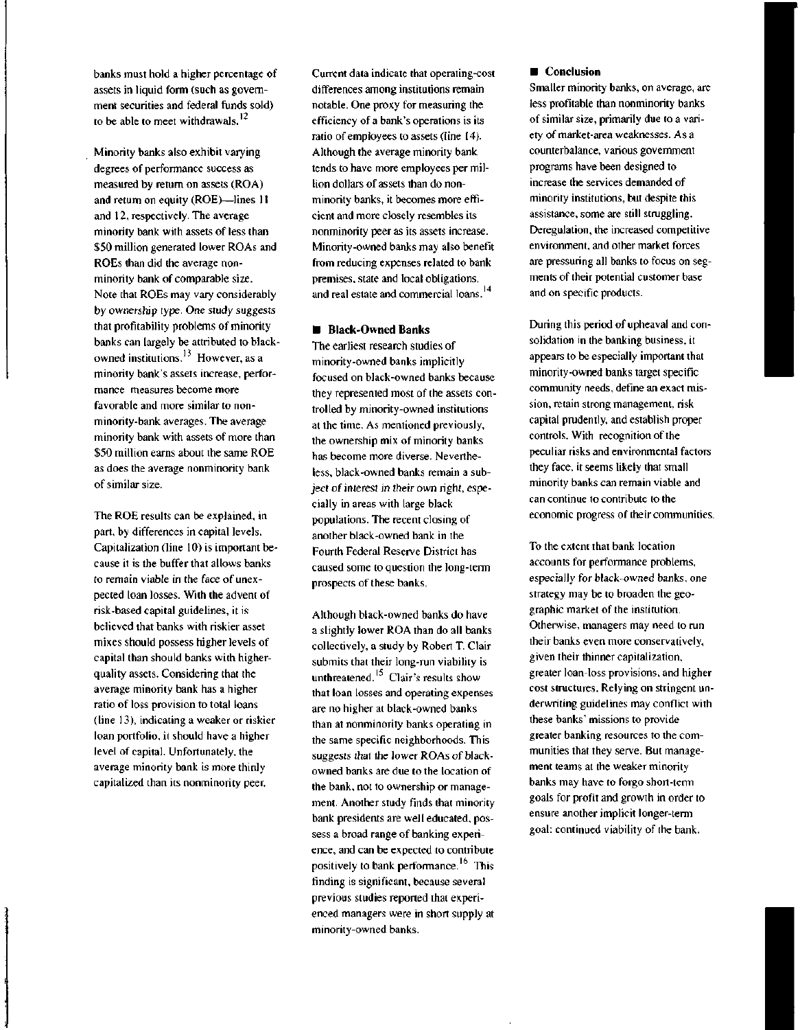banks must hold a higher percentage of assets in liquid form (such as government securities and federal funds sold) to be able to meet withdrawals.[12]

Minority banks also exhibit varying degrees of performance success as measured by return on assets (ROA) and return on equity (ROE)—lines 11 and 12, respectively. The average minority bank with assets of less than $50 million generated lower ROAs and ROEs than did the average nonminority bank of comparable size. Note that ROEs may vary considerably by ownership type. One study suggests that profitability problems of minority banks can largely be attributed to black-owned institutions.[13] However, as a minority bank's assets increase, performance measures become more favorable and more similar to nonminority-bank averages. The average minority bank with assets of more than $50 million earns about the same ROE as does the average nonminority bank of similar size.

The ROE results can be explained, in part, by differences in capital levels. Capitalization (line 10) is important because it is the buffer that allows banks to remain viable in the face of unexpected loan losses. With the advent of risk-based capital guidelines, it is believed that banks with riskier asset mixes should possess higher levels of capital than should banks with higher-quality assets. Considering that the average minority bank has a higher ratio of loss provision to total loans (line 13), indicating a weaker or riskier loan portfolio, it should have a higher level of capital. Unfortunately, the average minority bank is more thinly capitalized than its nonminority peer.

Current data indicate that operating-cost differences among institutions remain notable. One proxy for measuring the efficiency of a bank's operations is its ratio of employees to assets (line 14). Although the average minority bank tends to have more employees per million dollars of assets than do nonminority banks, it becomes more efficient and more closely resembles its nonminority peer as its assets increase. Minority-owned banks may also benefit from reducing expenses related to bank premises, state and local obligations, and real estate and commercial loans.[14]

## Black-Owned Banks

The earliest research studies of minority-owned banks implicitly focused on black-owned banks because they represented most of the assets controlled by minority-owned institutions at the time. As mentioned previously, the ownership mix of minority banks has become more diverse. Nevertheless, black-owned banks remain a subject of interest in their own right, especially in areas with large black populations. The recent closing of another black-owned bank in the Fourth Federal Reserve District has caused some to question the long-term prospects of these banks.

Although black-owned banks do have a slightly lower ROA than do all banks collectively, a study by Robert T. Clair submits that their long-run viability is unthreatened.[15] Clair's results show that loan losses and operating expenses are no higher at black-owned banks than at nonminority banks operating in the same specific neighborhoods. This suggests that the lower ROAs of black-owned banks are due to the location of the bank, not to ownership or management. Another study finds that minority bank presidents are well educated, possess a broad range of banking experience, and can be expected to contribute positively to bank performance.[16] This finding is significant, because several previous studies reported that experienced managers were in short supply at minority-owned banks.

## Conclusion

Smaller minority banks, on average, are less profitable than nonminority banks of similar size, primarily due to a variety of market-area weaknesses. As a counterbalance, various government programs have been designed to increase the services demanded of minority institutions, but despite this assistance, some are still struggling. Deregulation, the increased competitive environment, and other market forces are pressuring all banks to focus on segments of their potential customer base and on specific products.

During this period of upheaval and consolidation in the banking business, it appears to be especially important that minority-owned banks target specific community needs, define an exact mission, retain strong management, risk capital prudently, and establish proper controls. With recognition of the peculiar risks and environmental factors they face, it seems likely that small minority banks can remain viable and can continue to contribute to the economic progress of their communities.

To the extent that bank location accounts for performance problems, especially for black-owned banks, one strategy may be to broaden the geographic market of the institution. Otherwise, managers may need to run their banks even more conservatively, given their thinner capitalization, greater loan-loss provisions, and higher cost structures. Relying on stringent underwriting guidelines may conflict with these banks' missions to provide greater banking resources to the communities that they serve. But management teams at the weaker minority banks may have to forgo short-term goals for profit and growth in order to ensure another implicit longer-term goal: continued viability of the bank.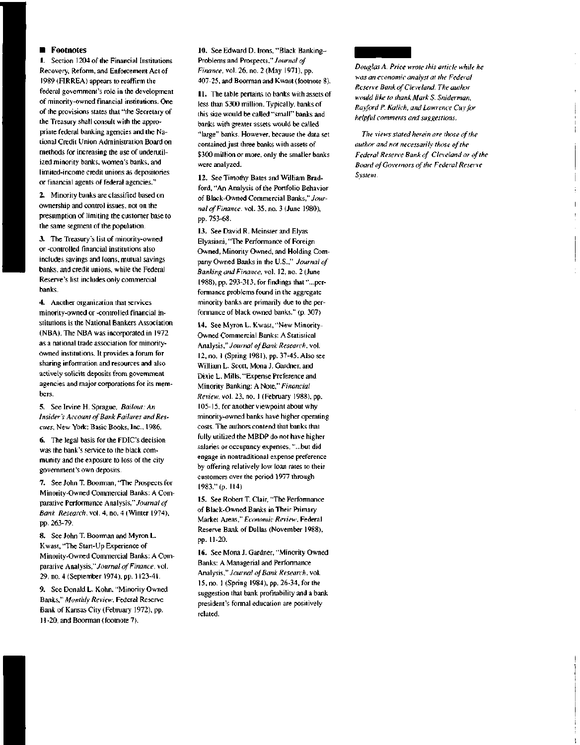## Footnotes

1. Section 1204 of the Financial Institutions Recovery, Reform, and Enforcement Act of 1989 (FIRREA) appears to reaffirm the federal government's role in the development of minority-owned financial institutions. One of the provisions states that "the Secretary of the Treasury shall consult with the appropriate federal banking agencies and the National Credit Union Administration Board on methods for increasing the use of underutilized minority banks, women's banks, and limited-income credit unions as depositories or financial agents of federal agencies."

2. Minority banks are classified based on ownership and control issues, not on the presumption of limiting the customer base to the same segment of the population.

3. The Treasury's list of minority-owned or -controlled financial institutions also includes savings and loans, mutual savings banks, and credit unions, while the Federal Reserve's list includes only commercial banks.

4. Another organization that services minority-owned or -controlled financial institutions is the National Bankers Association (NBA). The NBA was incorporated in 1972 as a national trade association for minority-owned institutions. It provides a forum for sharing information and resources and also actively solicits deposits from government agencies and major corporations for its members.

5. See Irvine H. Sprague, *Bailout: An Insider's Account of Bank Failures and Rescues*, New York: Basic Books, Inc., 1986.

6. The legal basis for the FDIC's decision was the bank's service to the black community and the exposure to loss of the city government's own deposits.

7. See John T. Boorman, "The Prospects for Minority-Owned Commercial Banks: A Comparative Performance Analysis," *Journal of Bank Research*, vol. 4, no. 4 (Winter 1974), pp. 263-79.

8. See John T. Boorman and Myron L. Kwast, "The Start-Up Experience of Minority-Owned Commercial Banks: A Comparative Analysis," *Journal of Finance*, vol. 29, no. 4 (September 1974), pp. 1123-41.

9. See Donald L. Kohn, "Minority Owned Banks," *Monthly Review*, Federal Reserve Bank of Kansas City (February 1972), pp. 11-20, and Boorman (footnote 7).

10. See Edward D. Irons, "Black Banking–Problems and Prospects," *Journal of Finance*, vol. 26, no. 2 (May 1971), pp. 407-25, and Boorman and Kwast (footnote 8).

11. The table pertains to banks with assets of less than $300 million. Typically, banks of this size would be called "small" banks and banks with greater assets would be called "large" banks. However, because the data set contained just three banks with assets of $300 million or more, only the smaller banks were analyzed.

12. See Timothy Bates and William Bradford, "An Analysis of the Portfolio Behavior of Black-Owned Commercial Banks," *Journal of Finance*, vol. 35, no. 3 (June 1980), pp. 753-68.

13. See David R. Meinster and Elyas Elyasiani, "The Performance of Foreign Owned, Minority Owned, and Holding Company Owned Banks in the U.S.," *Journal of Banking and Finance*, vol. 12, no. 2 (June 1988), pp. 293-313, for findings that "...performance problems found in the aggregate minority banks are primarily due to the performance of black owned banks." (p. 307)

14. See Myron L. Kwast, "New Minority-Owned Commercial Banks: A Statistical Analysis," *Journal of Bank Research*, vol. 12, no. 1 (Spring 1981), pp. 37-45. Also see William L. Scott, Mona J. Gardner, and Dixie L. Mills, "Expense Preference and Minority Banking: A Note," *Financial Review*, vol. 23, no. 1 (February 1988), pp. 105-15, for another viewpoint about why minority-owned banks have higher operating costs. The authors contend that banks that fully utilized the MBDP do not have higher salaries or occupancy expenses, "...but did engage in nontraditional expense preference by offering relatively low loan rates to their customers over the period 1977 through 1983." (p. 114)

15. See Robert T. Clair, "The Performance of Black-Owned Banks in Their Primary Market Areas," *Economic Review*, Federal Reserve Bank of Dallas (November 1988), pp. 11-20.

16. See Mona J. Gardner, "Minority Owned Banks: A Managerial and Performance Analysis," *Journal of Bank Research*, vol. 15, no. 1 (Spring 1984), pp. 26-34, for the suggestion that bank profitability and a bank president's formal education are positively related.

*Douglas A. Price wrote this article while he was an economic analyst at the Federal Reserve Bank of Cleveland. The author would like to thank Mark S. Sniderman, Rayford P. Kalich, and Lawrence Cuy for helpful comments and suggestions.*

*The views stated herein are those of the author and not necessarily those of the Federal Reserve Bank of Cleveland or of the Board of Governors of the Federal Reserve System.*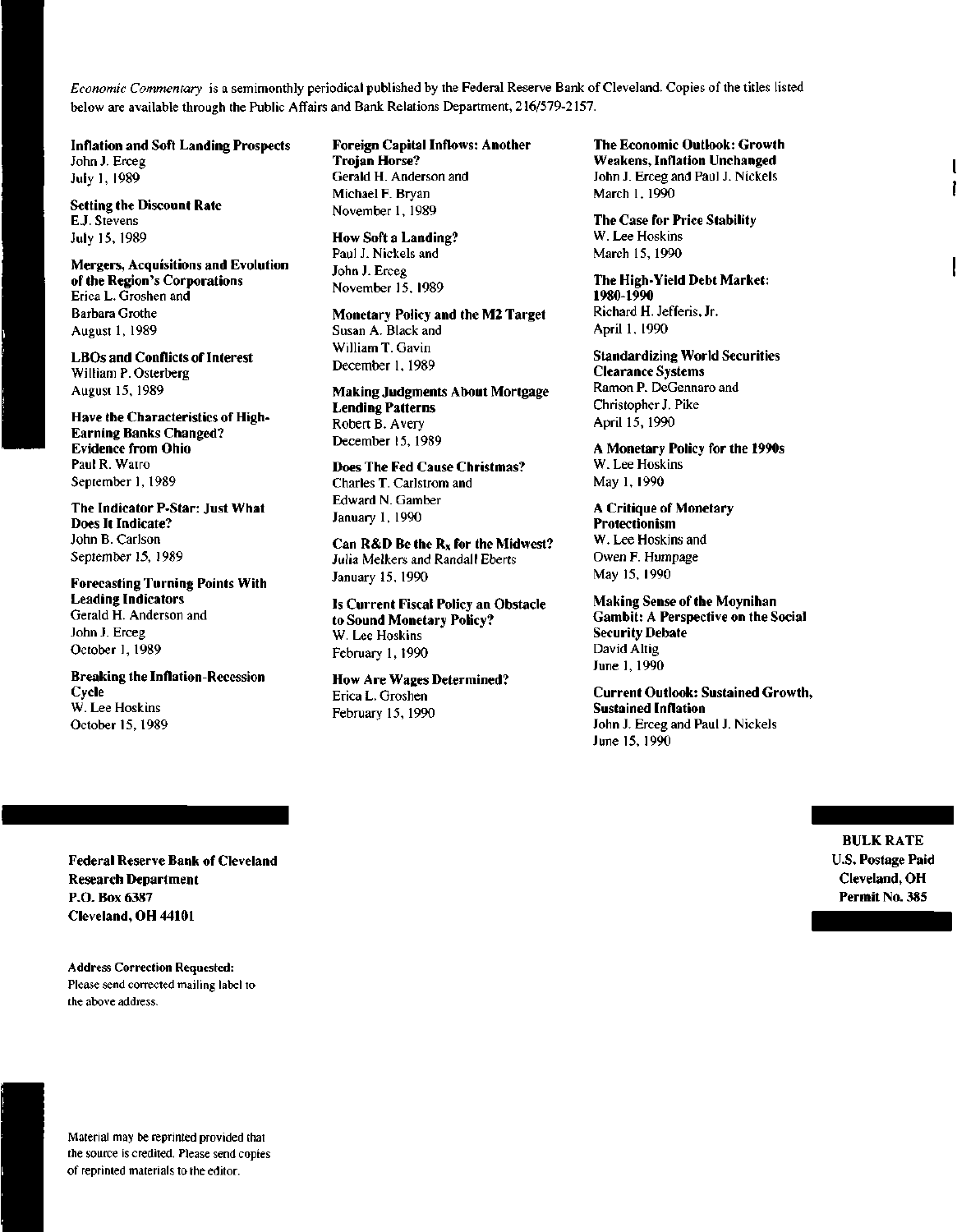*Economic Commentary* is a semimonthly periodical published by the Federal Reserve Bank of Cleveland. Copies of the titles listed below are available through the Public Affairs and Bank Relations Department, 216/579-2157.

**Inflation and Soft Landing Prospects**
John J. Erceg
July 1, 1989

**Setting the Discount Rate**
E.J. Stevens
July 15, 1989

**Mergers, Acquisitions and Evolution of the Region's Corporations**
Erica L. Groshen and
Barbara Grothe
August 1, 1989

**LBOs and Conflicts of Interest**
William P. Osterberg
August 15, 1989

**Have the Characteristics of High-Earning Banks Changed? Evidence from Ohio**
Paul R. Watro
September 1, 1989

**The Indicator P-Star: Just What Does It Indicate?**
John B. Carlson
September 15, 1989

**Forecasting Turning Points With Leading Indicators**
Gerald H. Anderson and
John J. Erceg
October 1, 1989

**Breaking the Inflation-Recession Cycle**
W. Lee Hoskins
October 15, 1989

**Foreign Capital Inflows: Another Trojan Horse?**
Gerald H. Anderson and
Michael F. Bryan
November 1, 1989

**How Soft a Landing?**
Paul J. Nickels and
John J. Erceg
November 15, 1989

**Monetary Policy and the M2 Target**
Susan A. Black and
William T. Gavin
December 1, 1989

**Making Judgments About Mortgage Lending Patterns**
Robert B. Avery
December 15, 1989

**Does The Fed Cause Christmas?**
Charles T. Carlstrom and
Edward N. Gamber
January 1, 1990

**Can R&D Be the $R_x$ for the Midwest?**
Julia Melkers and Randall Eberts
January 15, 1990

**Is Current Fiscal Policy an Obstacle to Sound Monetary Policy?**
W. Lee Hoskins
February 1, 1990

**How Are Wages Determined?**
Erica L. Groshen
February 15, 1990

**The Economic Outlook: Growth Weakens, Inflation Unchanged**
John J. Erceg and Paul J. Nickels
March 1, 1990

**The Case for Price Stability**
W. Lee Hoskins
March 15, 1990

**The High-Yield Debt Market: 1980-1990**
Richard H. Jefferis, Jr.
April 1, 1990

**Standardizing World Securities Clearance Systems**
Ramon P. DeGennaro and
Christopher J. Pike
April 15, 1990

**A Monetary Policy for the 1990s**
W. Lee Hoskins
May 1, 1990

**A Critique of Monetary Protectionism**
W. Lee Hoskins and
Owen F. Humpage
May 15, 1990

**Making Sense of the Moynihan Gambit: A Perspective on the Social Security Debate**
David Altig
June 1, 1990

**Current Outlook: Sustained Growth, Sustained Inflation**
John J. Erceg and Paul J. Nickels
June 15, 1990

**Federal Reserve Bank of Cleveland**
**Research Department**
**P.O. Box 6387**
**Cleveland, OH 44101**

**BULK RATE**
**U.S. Postage Paid**
**Cleveland, OH**
**Permit No. 385**

**Address Correction Requested:**
Please send corrected mailing label to the above address.

Material may be reprinted provided that the source is credited. Please send copies of reprinted materials to the editor.